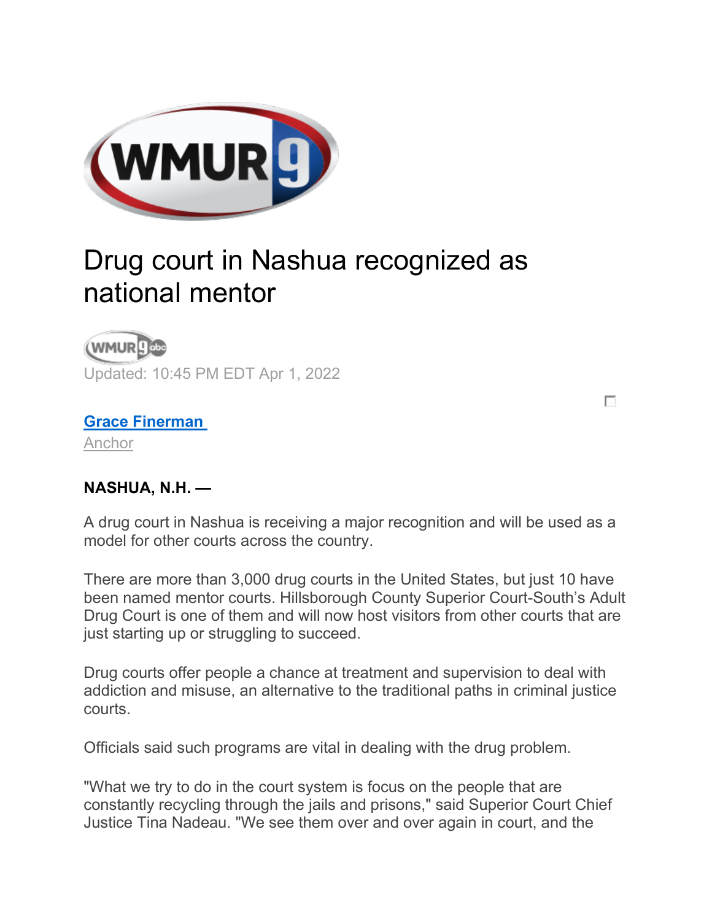# Drug court in Nashua recognized as national mentor

Updated: 10:45 PM EDT Apr 1, 2022

**Grace Finerman**
Anchor

**NASHUA, N.H. —**

A drug court in Nashua is receiving a major recognition and will be used as a model for other courts across the country.

There are more than 3,000 drug courts in the United States, but just 10 have been named mentor courts. Hillsborough County Superior Court-South's Adult Drug Court is one of them and will now host visitors from other courts that are just starting up or struggling to succeed.

Drug courts offer people a chance at treatment and supervision to deal with addiction and misuse, an alternative to the traditional paths in criminal justice courts.

Officials said such programs are vital in dealing with the drug problem.

"What we try to do in the court system is focus on the people that are constantly recycling through the jails and prisons," said Superior Court Chief Justice Tina Nadeau. "We see them over and over again in court, and the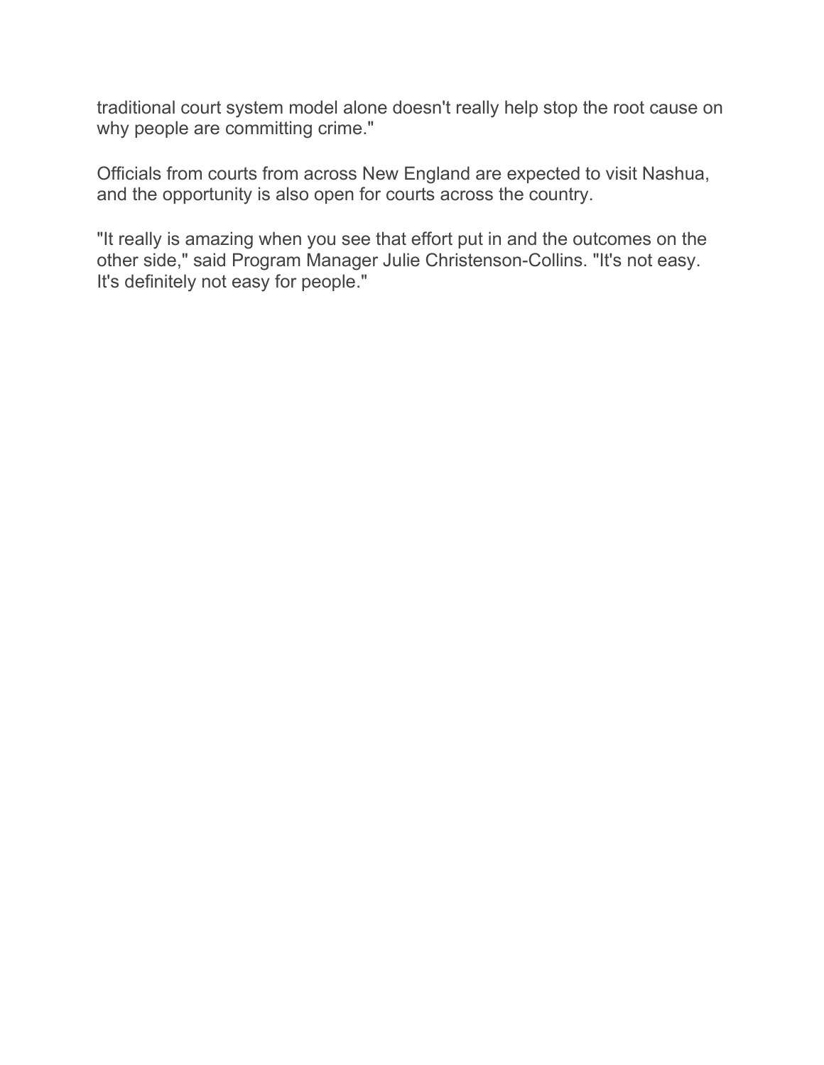traditional court system model alone doesn't really help stop the root cause on why people are committing crime."

Officials from courts from across New England are expected to visit Nashua, and the opportunity is also open for courts across the country.

"It really is amazing when you see that effort put in and the outcomes on the other side," said Program Manager Julie Christenson-Collins. "It's not easy. It's definitely not easy for people."